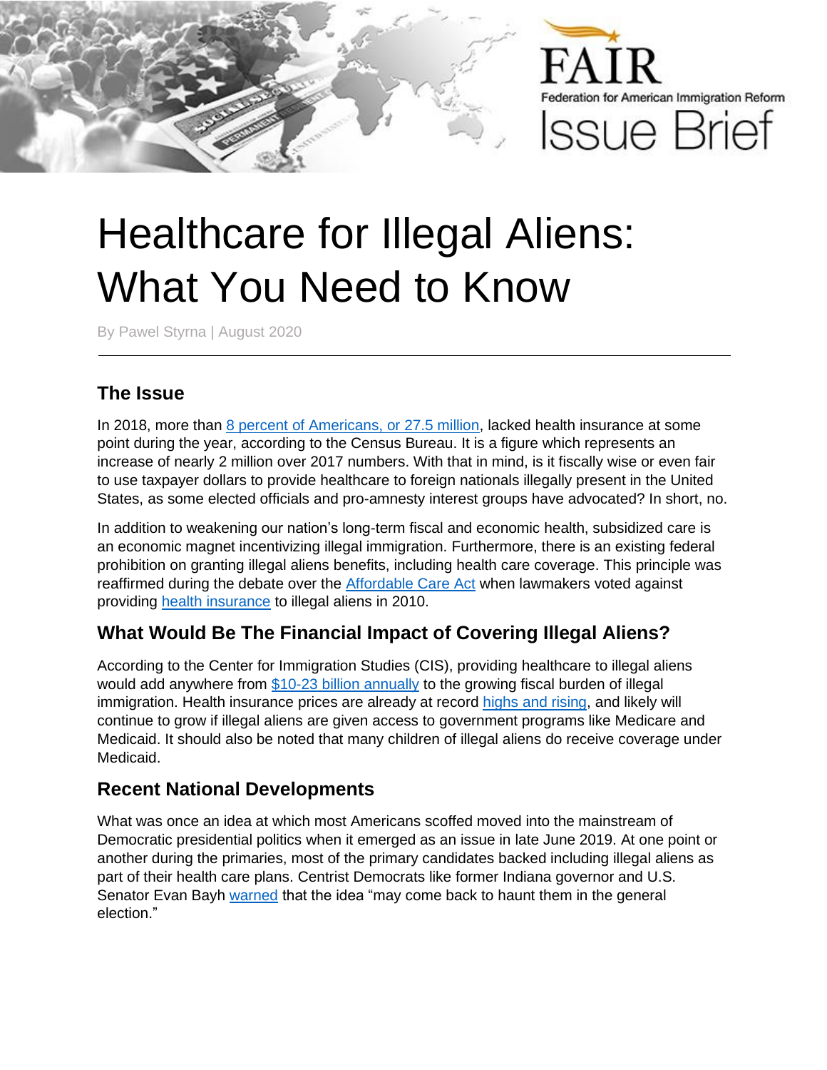FAIR

Federation for American Immigration Reform

Issue Brief

# Healthcare for Illegal Aliens: What You Need to Know

By Pawel Styrna | August 2020

## The Issue

In 2018, more than 8 percent of Americans, or 27.5 million, lacked health insurance at some point during the year, according to the Census Bureau. It is a figure which represents an increase of nearly 2 million over 2017 numbers. With that in mind, is it fiscally wise or even fair to use taxpayer dollars to provide healthcare to foreign nationals illegally present in the United States, as some elected officials and pro-amnesty interest groups have advocated? In short, no.

In addition to weakening our nation's long-term fiscal and economic health, subsidized care is an economic magnet incentivizing illegal immigration. Furthermore, there is an existing federal prohibition on granting illegal aliens benefits, including health care coverage. This principle was reaffirmed during the debate over the Affordable Care Act when lawmakers voted against providing health insurance to illegal aliens in 2010.

## What Would Be The Financial Impact of Covering Illegal Aliens?

According to the Center for Immigration Studies (CIS), providing healthcare to illegal aliens would add anywhere from $10-23 billion annually to the growing fiscal burden of illegal immigration. Health insurance prices are already at record highs and rising, and likely will continue to grow if illegal aliens are given access to government programs like Medicare and Medicaid. It should also be noted that many children of illegal aliens do receive coverage under Medicaid.

## Recent National Developments

What was once an idea at which most Americans scoffed moved into the mainstream of Democratic presidential politics when it emerged as an issue in late June 2019. At one point or another during the primaries, most of the primary candidates backed including illegal aliens as part of their health care plans. Centrist Democrats like former Indiana governor and U.S. Senator Evan Bayh warned that the idea "may come back to haunt them in the general election."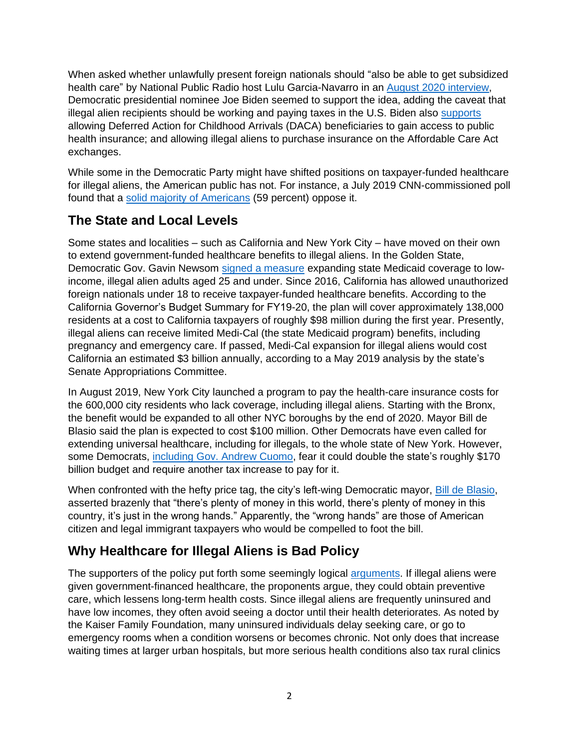When asked whether unlawfully present foreign nationals should "also be able to get subsidized health care" by National Public Radio host Lulu Garcia-Navarro in an August 2020 interview, Democratic presidential nominee Joe Biden seemed to support the idea, adding the caveat that illegal alien recipients should be working and paying taxes in the U.S. Biden also supports allowing Deferred Action for Childhood Arrivals (DACA) beneficiaries to gain access to public health insurance; and allowing illegal aliens to purchase insurance on the Affordable Care Act exchanges.

While some in the Democratic Party might have shifted positions on taxpayer-funded healthcare for illegal aliens, the American public has not. For instance, a July 2019 CNN-commissioned poll found that a solid majority of Americans (59 percent) oppose it.

## The State and Local Levels

Some states and localities – such as California and New York City – have moved on their own to extend government-funded healthcare benefits to illegal aliens. In the Golden State, Democratic Gov. Gavin Newsom signed a measure expanding state Medicaid coverage to low-income, illegal alien adults aged 25 and under. Since 2016, California has allowed unauthorized foreign nationals under 18 to receive taxpayer-funded healthcare benefits. According to the California Governor's Budget Summary for FY19-20, the plan will cover approximately 138,000 residents at a cost to California taxpayers of roughly $98 million during the first year. Presently, illegal aliens can receive limited Medi-Cal (the state Medicaid program) benefits, including pregnancy and emergency care. If passed, Medi-Cal expansion for illegal aliens would cost California an estimated $3 billion annually, according to a May 2019 analysis by the state's Senate Appropriations Committee.

In August 2019, New York City launched a program to pay the health-care insurance costs for the 600,000 city residents who lack coverage, including illegal aliens. Starting with the Bronx, the benefit would be expanded to all other NYC boroughs by the end of 2020. Mayor Bill de Blasio said the plan is expected to cost $100 million. Other Democrats have even called for extending universal healthcare, including for illegals, to the whole state of New York. However, some Democrats, including Gov. Andrew Cuomo, fear it could double the state's roughly $170 billion budget and require another tax increase to pay for it.

When confronted with the hefty price tag, the city's left-wing Democratic mayor, Bill de Blasio, asserted brazenly that "there's plenty of money in this world, there's plenty of money in this country, it's just in the wrong hands." Apparently, the "wrong hands" are those of American citizen and legal immigrant taxpayers who would be compelled to foot the bill.

## Why Healthcare for Illegal Aliens is Bad Policy

The supporters of the policy put forth some seemingly logical arguments. If illegal aliens were given government-financed healthcare, the proponents argue, they could obtain preventive care, which lessens long-term health costs. Since illegal aliens are frequently uninsured and have low incomes, they often avoid seeing a doctor until their health deteriorates. As noted by the Kaiser Family Foundation, many uninsured individuals delay seeking care, or go to emergency rooms when a condition worsens or becomes chronic. Not only does that increase waiting times at larger urban hospitals, but more serious health conditions also tax rural clinics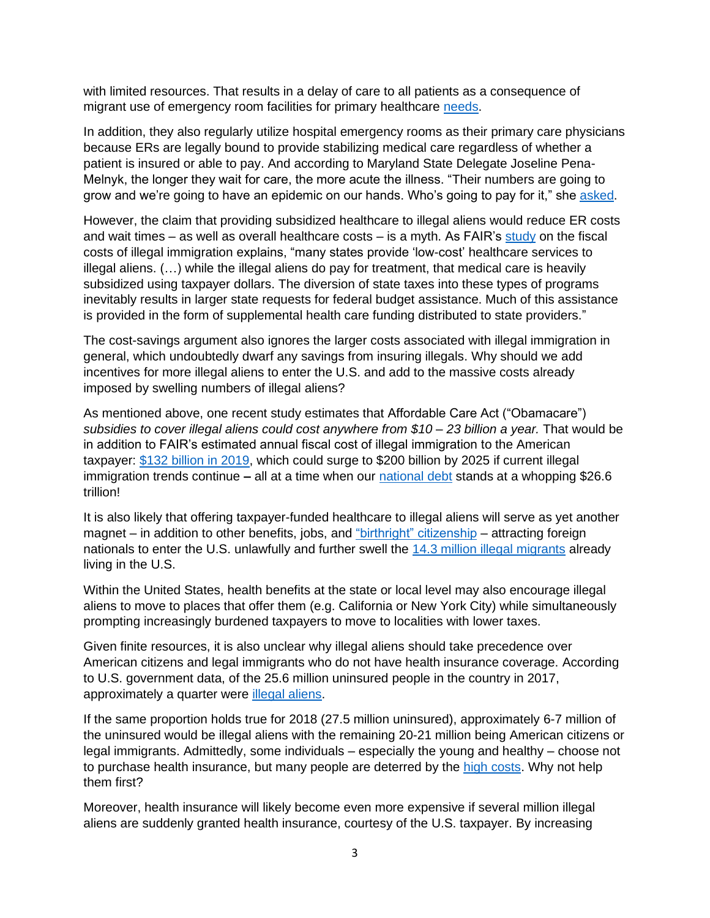with limited resources. That results in a delay of care to all patients as a consequence of migrant use of emergency room facilities for primary healthcare needs.

In addition, they also regularly utilize hospital emergency rooms as their primary care physicians because ERs are legally bound to provide stabilizing medical care regardless of whether a patient is insured or able to pay. And according to Maryland State Delegate Joseline Pena-Melnyk, the longer they wait for care, the more acute the illness. “Their numbers are going to grow and we’re going to have an epidemic on our hands. Who’s going to pay for it,” she asked.

However, the claim that providing subsidized healthcare to illegal aliens would reduce ER costs and wait times – as well as overall healthcare costs – is a myth. As FAIR’s study on the fiscal costs of illegal immigration explains, “many states provide ‘low-cost’ healthcare services to illegal aliens. (…) while the illegal aliens do pay for treatment, that medical care is heavily subsidized using taxpayer dollars. The diversion of state taxes into these types of programs inevitably results in larger state requests for federal budget assistance. Much of this assistance is provided in the form of supplemental health care funding distributed to state providers.”

The cost-savings argument also ignores the larger costs associated with illegal immigration in general, which undoubtedly dwarf any savings from insuring illegals. Why should we add incentives for more illegal aliens to enter the U.S. and add to the massive costs already imposed by swelling numbers of illegal aliens?

As mentioned above, one recent study estimates that Affordable Care Act (“Obamacare”) *subsidies to cover illegal aliens could cost anywhere from $10 – 23 billion a year.* That would be in addition to FAIR’s estimated annual fiscal cost of illegal immigration to the American taxpayer: $132 billion in 2019, which could surge to $200 billion by 2025 if current illegal immigration trends continue **–** all at a time when our national debt stands at a whopping $26.6 trillion!

It is also likely that offering taxpayer-funded healthcare to illegal aliens will serve as yet another magnet – in addition to other benefits, jobs, and “birthright” citizenship – attracting foreign nationals to enter the U.S. unlawfully and further swell the 14.3 million illegal migrants already living in the U.S.

Within the United States, health benefits at the state or local level may also encourage illegal aliens to move to places that offer them (e.g. California or New York City) while simultaneously prompting increasingly burdened taxpayers to move to localities with lower taxes.

Given finite resources, it is also unclear why illegal aliens should take precedence over American citizens and legal immigrants who do not have health insurance coverage. According to U.S. government data, of the 25.6 million uninsured people in the country in 2017, approximately a quarter were illegal aliens.

If the same proportion holds true for 2018 (27.5 million uninsured), approximately 6-7 million of the uninsured would be illegal aliens with the remaining 20-21 million being American citizens or legal immigrants. Admittedly, some individuals – especially the young and healthy – choose not to purchase health insurance, but many people are deterred by the high costs. Why not help them first?

Moreover, health insurance will likely become even more expensive if several million illegal aliens are suddenly granted health insurance, courtesy of the U.S. taxpayer. By increasing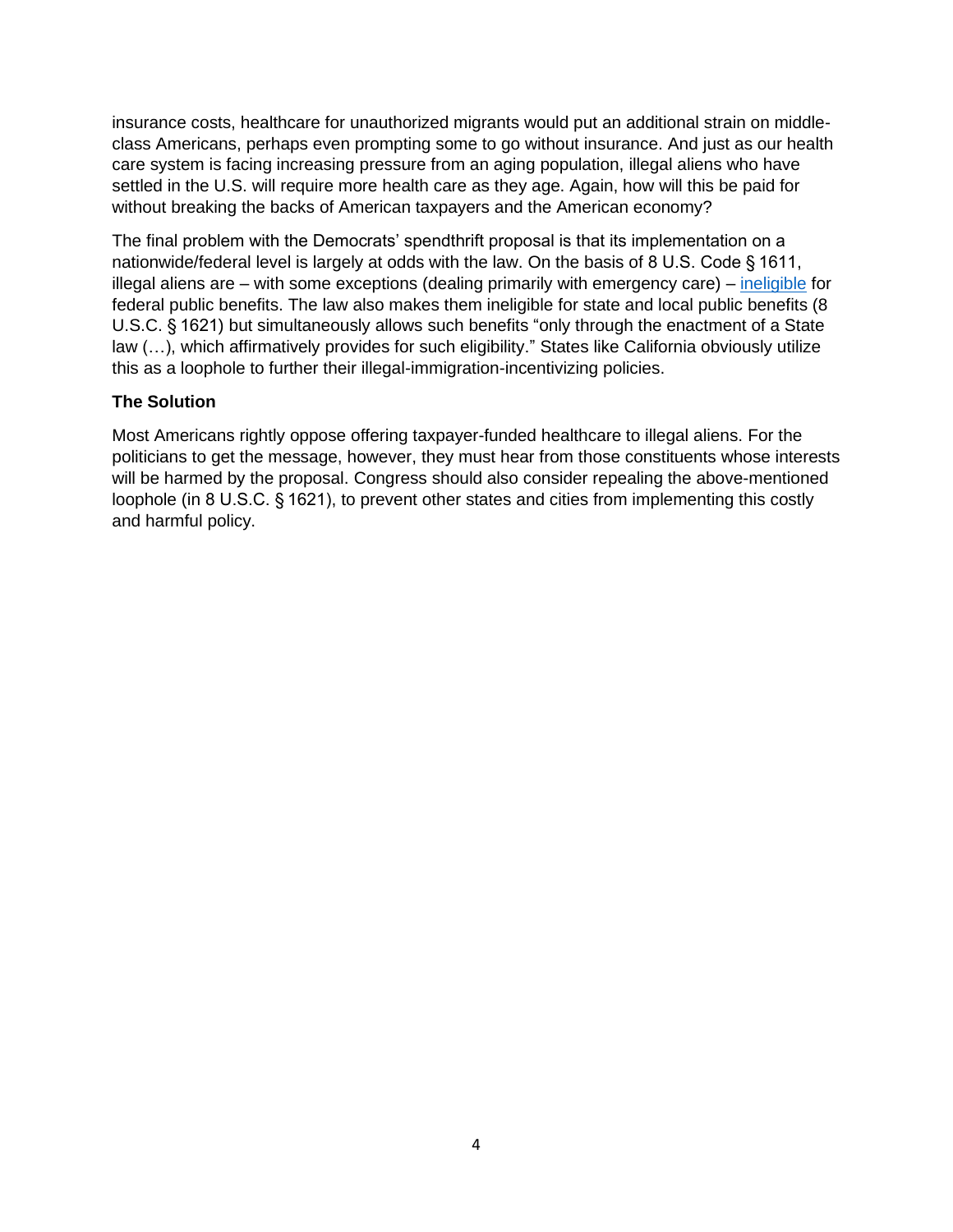insurance costs, healthcare for unauthorized migrants would put an additional strain on middle-class Americans, perhaps even prompting some to go without insurance. And just as our health care system is facing increasing pressure from an aging population, illegal aliens who have settled in the U.S. will require more health care as they age. Again, how will this be paid for without breaking the backs of American taxpayers and the American economy?

The final problem with the Democrats' spendthrift proposal is that its implementation on a nationwide/federal level is largely at odds with the law. On the basis of 8 U.S. Code § 1611, illegal aliens are – with some exceptions (dealing primarily with emergency care) – ineligible for federal public benefits. The law also makes them ineligible for state and local public benefits (8 U.S.C. § 1621) but simultaneously allows such benefits "only through the enactment of a State law (…), which affirmatively provides for such eligibility." States like California obviously utilize this as a loophole to further their illegal-immigration-incentivizing policies.

**The Solution**

Most Americans rightly oppose offering taxpayer-funded healthcare to illegal aliens. For the politicians to get the message, however, they must hear from those constituents whose interests will be harmed by the proposal. Congress should also consider repealing the above-mentioned loophole (in 8 U.S.C. § 1621), to prevent other states and cities from implementing this costly and harmful policy.